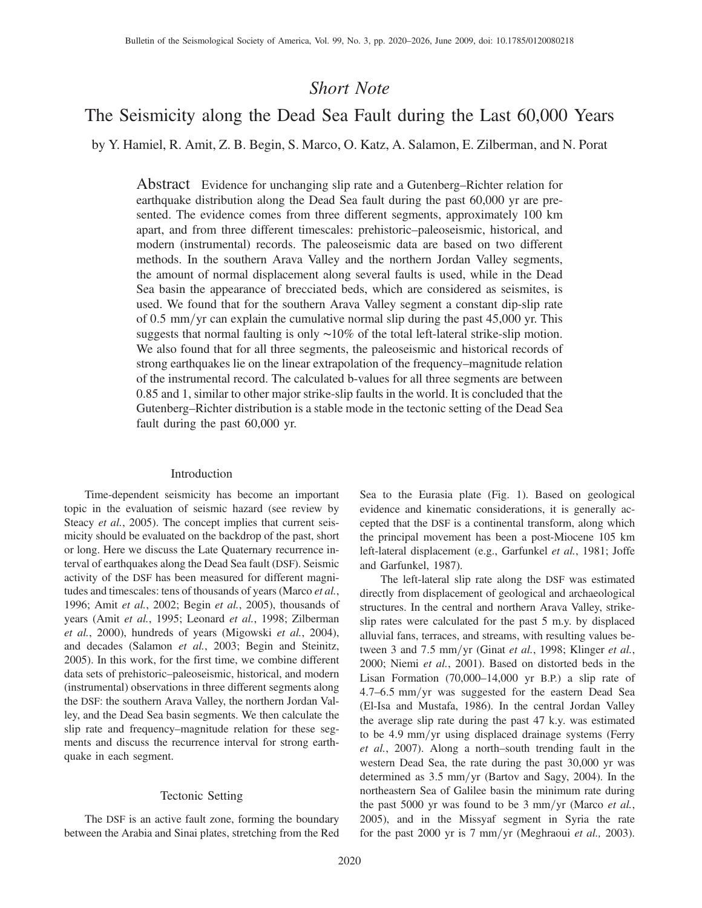*Short Note*

# The Seismicity along the Dead Sea Fault during the Last 60,000 Years

by Y. Hamiel, R. Amit, Z. B. Begin, S. Marco, O. Katz, A. Salamon, E. Zilberman, and N. Porat

**Abstract** Evidence for unchanging slip rate and a Gutenberg–Richter relation for earthquake distribution along the Dead Sea fault during the past 60,000 yr are presented. The evidence comes from three different segments, approximately 100 km apart, and from three different timescales: prehistoric–paleoseismic, historical, and modern (instrumental) records. The paleoseismic data are based on two different methods. In the southern Arava Valley and the northern Jordan Valley segments, the amount of normal displacement along several faults is used, while in the Dead Sea basin the appearance of brecciated beds, which are considered as seismites, is used. We found that for the southern Arava Valley segment a constant dip-slip rate of 0.5 mm/yr can explain the cumulative normal slip during the past 45,000 yr. This suggests that normal faulting is only ~10% of the total left-lateral strike-slip motion. We also found that for all three segments, the paleoseismic and historical records of strong earthquakes lie on the linear extrapolation of the frequency–magnitude relation of the instrumental record. The calculated b-values for all three segments are between 0.85 and 1, similar to other major strike-slip faults in the world. It is concluded that the Gutenberg–Richter distribution is a stable mode in the tectonic setting of the Dead Sea fault during the past 60,000 yr.

## Introduction

Time-dependent seismicity has become an important topic in the evaluation of seismic hazard (see review by Steacy *et al.*, 2005). The concept implies that current seismicity should be evaluated on the backdrop of the past, short or long. Here we discuss the Late Quaternary recurrence interval of earthquakes along the Dead Sea fault (DSF). Seismic activity of the DSF has been measured for different magnitudes and timescales: tens of thousands of years (Marco *et al.*, 1996; Amit *et al.*, 2002; Begin *et al.*, 2005), thousands of years (Amit *et al.*, 1995; Leonard *et al.*, 1998; Zilberman *et al.*, 2000), hundreds of years (Migowski *et al.*, 2004), and decades (Salamon *et al.*, 2003; Begin and Steinitz, 2005). In this work, for the first time, we combine different data sets of prehistoric–paleoseismic, historical, and modern (instrumental) observations in three different segments along the DSF: the southern Arava Valley, the northern Jordan Valley, and the Dead Sea basin segments. We then calculate the slip rate and frequency–magnitude relation for these segments and discuss the recurrence interval for strong earthquake in each segment.

## Tectonic Setting

The DSF is an active fault zone, forming the boundary between the Arabia and Sinai plates, stretching from the Red Sea to the Eurasia plate (Fig. 1). Based on geological evidence and kinematic considerations, it is generally accepted that the DSF is a continental transform, along which the principal movement has been a post-Miocene 105 km left-lateral displacement (e.g., Garfunkel *et al.*, 1981; Joffe and Garfunkel, 1987).

The left-lateral slip rate along the DSF was estimated directly from displacement of geological and archaeological structures. In the central and northern Arava Valley, strike-slip rates were calculated for the past 5 m.y. by displaced alluvial fans, terraces, and streams, with resulting values between 3 and 7.5 mm/yr (Ginat *et al.*, 1998; Klinger *et al.*, 2000; Niemi *et al.*, 2001). Based on distorted beds in the Lisan Formation (70,000–14,000 yr B.P.) a slip rate of 4.7–6.5 mm/yr was suggested for the eastern Dead Sea (El-Isa and Mustafa, 1986). In the central Jordan Valley the average slip rate during the past 47 k.y. was estimated to be 4.9 mm/yr using displaced drainage systems (Ferry *et al.*, 2007). Along a north–south trending fault in the western Dead Sea, the rate during the past 30,000 yr was determined as 3.5 mm/yr (Bartov and Sagy, 2004). In the northeastern Sea of Galilee basin the minimum rate during the past 5000 yr was found to be 3 mm/yr (Marco *et al.*, 2005), and in the Missyaf segment in Syria the rate for the past 2000 yr is 7 mm/yr (Meghraoui *et al.,* 2003).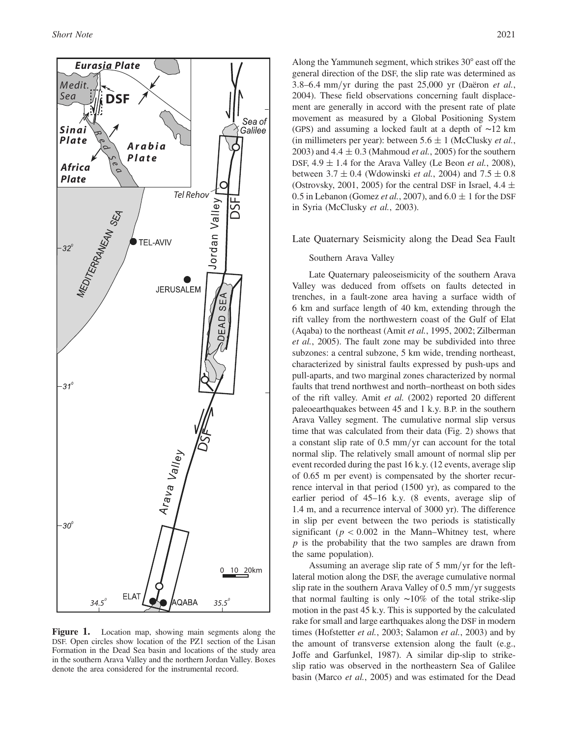**Figure 1.** Location map, showing main segments along the DSF. Open circles show location of the PZ1 section of the Lisan Formation in the Dead Sea basin and locations of the study area in the southern Arava Valley and the northern Jordan Valley. Boxes denote the area considered for the instrumental record.

Along the Yammuneh segment, which strikes 30° east off the general direction of the DSF, the slip rate was determined as 3.8–6.4 mm/yr during the past 25,000 yr (Daëron *et al.*, 2004). These field observations concerning fault displacement are generally in accord with the present rate of plate movement as measured by a Global Positioning System (GPS) and assuming a locked fault at a depth of ~12 km (in millimeters per year): between $5.6 \pm 1$ (McClusky *et al.*, 2003) and $4.4 \pm 0.3$ (Mahmoud *et al.*, 2005) for the southern DSF, $4.9 \pm 1.4$ for the Arava Valley (Le Beon *et al.*, 2008), between $3.7 \pm 0.4$ (Wdowinski *et al.*, 2004) and $7.5 \pm 0.8$ (Ostrovsky, 2001, 2005) for the central DSF in Israel, $4.4 \pm 0.5$ in Lebanon (Gomez *et al.*, 2007), and $6.0 \pm 1$ for the DSF in Syria (McClusky *et al.*, 2003).

## Late Quaternary Seismicity along the Dead Sea Fault

### Southern Arava Valley

Late Quaternary paleoseismicity of the southern Arava Valley was deduced from offsets on faults detected in trenches, in a fault-zone area having a surface width of 6 km and surface length of 40 km, extending through the rift valley from the northwestern coast of the Gulf of Elat (Aqaba) to the northeast (Amit *et al.*, 1995, 2002; Zilberman *et al.*, 2005). The fault zone may be subdivided into three subzones: a central subzone, 5 km wide, trending northeast, characterized by sinistral faults expressed by push-ups and pull-aparts, and two marginal zones characterized by normal faults that trend northwest and north–northeast on both sides of the rift valley. Amit *et al.* (2002) reported 20 different paleoearthquakes between 45 and 1 k.y. B.P. in the southern Arava Valley segment. The cumulative normal slip versus time that was calculated from their data (Fig. 2) shows that a constant slip rate of 0.5 mm/yr can account for the total normal slip. The relatively small amount of normal slip per event recorded during the past 16 k.y. (12 events, average slip of 0.65 m per event) is compensated by the shorter recurrence interval in that period (1500 yr), as compared to the earlier period of 45–16 k.y. (8 events, average slip of 1.4 m, and a recurrence interval of 3000 yr). The difference in slip per event between the two periods is statistically significant ($p < 0.002$ in the Mann–Whitney test, where $p$ is the probability that the two samples are drawn from the same population).

Assuming an average slip rate of 5 mm/yr for the left-lateral motion along the DSF, the average cumulative normal slip rate in the southern Arava Valley of 0.5 mm/yr suggests that normal faulting is only ~10% of the total strike-slip motion in the past 45 k.y. This is supported by the calculated rake for small and large earthquakes along the DSF in modern times (Hofstetter *et al.*, 2003; Salamon *et al.*, 2003) and by the amount of transverse extension along the fault (e.g., Joffe and Garfunkel, 1987). A similar dip-slip to strike-slip ratio was observed in the northeastern Sea of Galilee basin (Marco *et al.*, 2005) and was estimated for the Dead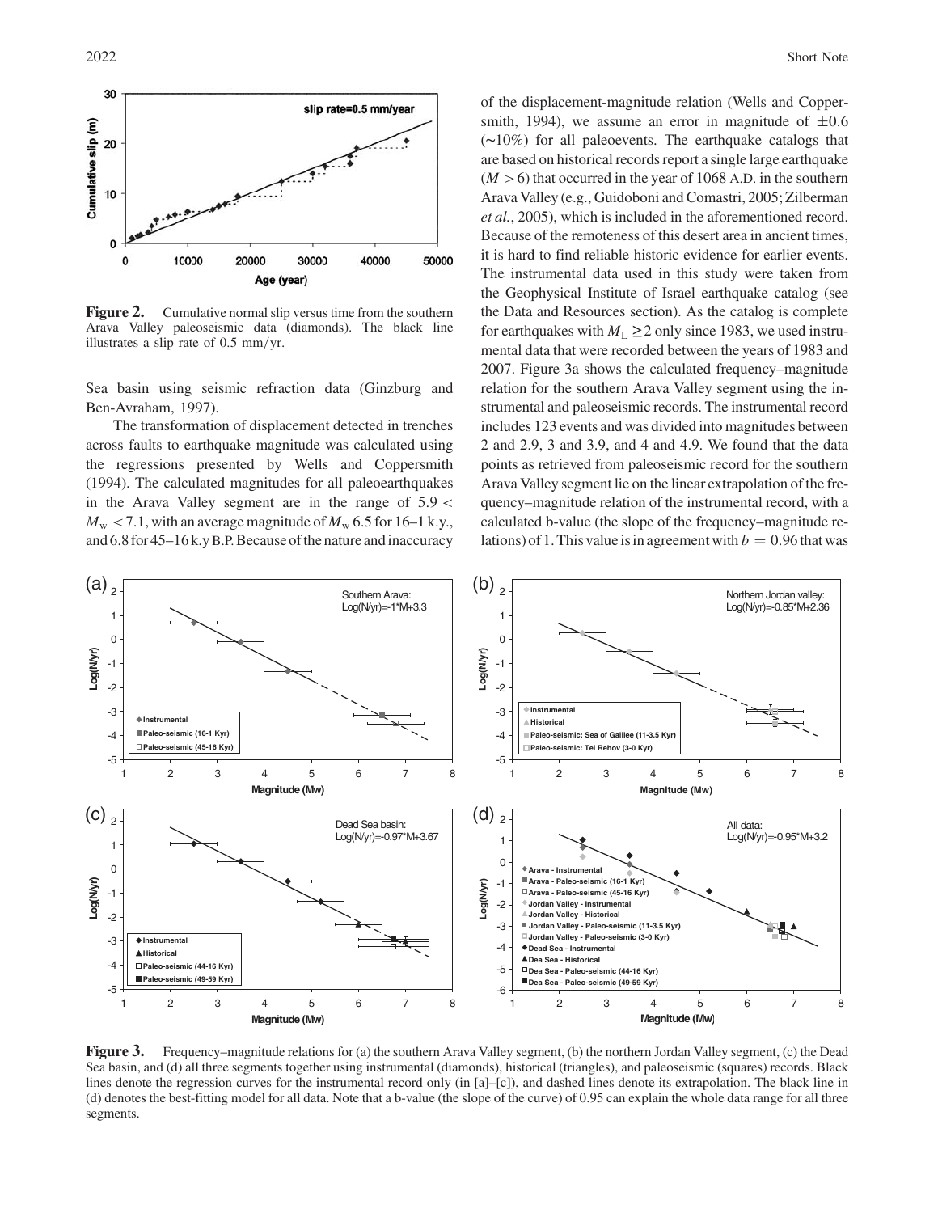**Figure 2.** Cumulative normal slip versus time from the southern Arava Valley paleoseismic data (diamonds). The black line illustrates a slip rate of 0.5 mm/yr.

Sea basin using seismic refraction data (Ginzburg and Ben-Avraham, 1997).

The transformation of displacement detected in trenches across faults to earthquake magnitude was calculated using the regressions presented by Wells and Coppersmith (1994). The calculated magnitudes for all paleoearthquakes in the Arava Valley segment are in the range of $5.9 < M_w < 7.1$, with an average magnitude of $M_w$ 6.5 for 16–1 k.y., and 6.8 for 45–16 k.y B.P. Because of the nature and inaccuracy of the displacement-magnitude relation (Wells and Coppersmith, 1994), we assume an error in magnitude of $\pm 0.6$ (~10%) for all paleoevents. The earthquake catalogs that are based on historical records report a single large earthquake ($M > 6$) that occurred in the year of 1068 A.D. in the southern Arava Valley (e.g., Guidoboni and Comastri, 2005; Zilberman *et al.*, 2005), which is included in the aforementioned record. Because of the remoteness of this desert area in ancient times, it is hard to find reliable historic evidence for earlier events. The instrumental data used in this study were taken from the Geophysical Institute of Israel earthquake catalog (see the Data and Resources section). As the catalog is complete for earthquakes with $M_L \geq 2$ only since 1983, we used instrumental data that were recorded between the years of 1983 and 2007. Figure 3a shows the calculated frequency–magnitude relation for the southern Arava Valley segment using the instrumental and paleoseismic records. The instrumental record includes 123 events and was divided into magnitudes between 2 and 2.9, 3 and 3.9, and 4 and 4.9. We found that the data points as retrieved from paleoseismic record for the southern Arava Valley segment lie on the linear extrapolation of the frequency–magnitude relation of the instrumental record, with a calculated b-value (the slope of the frequency–magnitude relations) of 1. This value is in agreement with $b = 0.96$ that was

**Figure 3.** Frequency–magnitude relations for (a) the southern Arava Valley segment, (b) the northern Jordan Valley segment, (c) the Dead Sea basin, and (d) all three segments together using instrumental (diamonds), historical (triangles), and paleoseismic (squares) records. Black lines denote the regression curves for the instrumental record only (in [a]–[c]), and dashed lines denote its extrapolation. The black line in (d) denotes the best-fitting model for all data. Note that a b-value (the slope of the curve) of 0.95 can explain the whole data range for all three segments.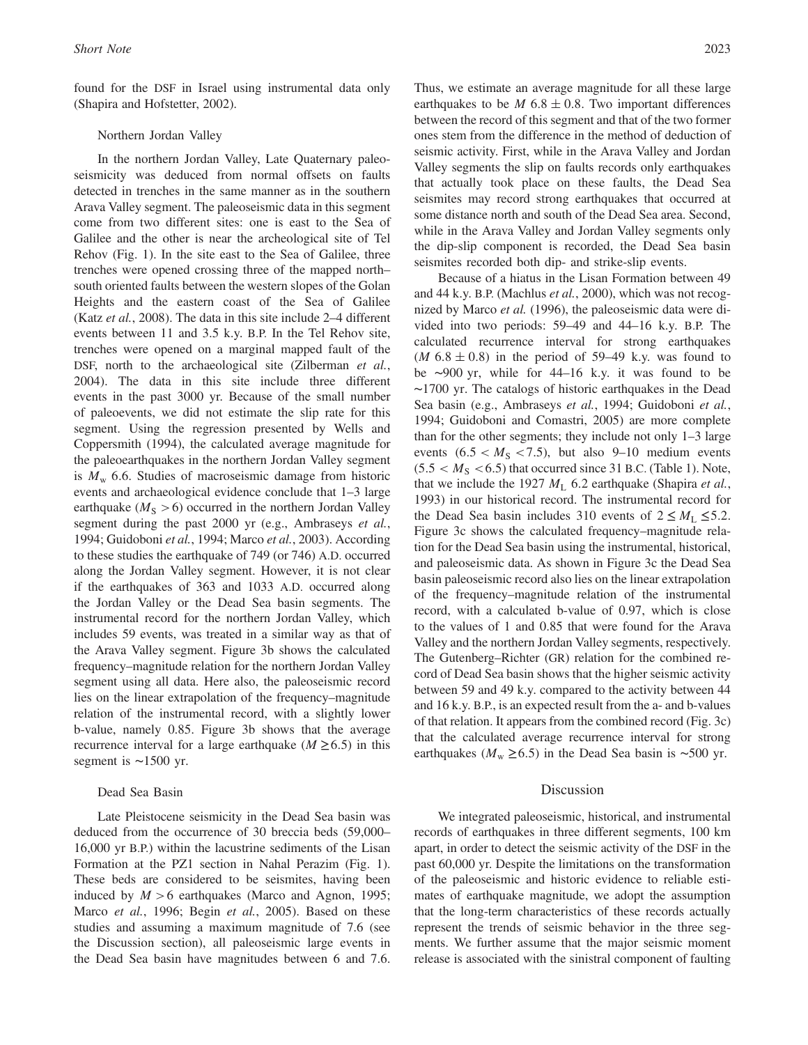found for the DSF in Israel using instrumental data only (Shapira and Hofstetter, 2002).

### Northern Jordan Valley

In the northern Jordan Valley, Late Quaternary paleoseismicity was deduced from normal offsets on faults detected in trenches in the same manner as in the southern Arava Valley segment. The paleoseismic data in this segment come from two different sites: one is east to the Sea of Galilee and the other is near the archeological site of Tel Rehov (Fig. 1). In the site east to the Sea of Galilee, three trenches were opened crossing three of the mapped north–south oriented faults between the western slopes of the Golan Heights and the eastern coast of the Sea of Galilee (Katz *et al.*, 2008). The data in this site include 2–4 different events between 11 and 3.5 k.y. B.P. In the Tel Rehov site, trenches were opened on a marginal mapped fault of the DSF, north to the archaeological site (Zilberman *et al.*, 2004). The data in this site include three different events in the past 3000 yr. Because of the small number of paleoevents, we did not estimate the slip rate for this segment. Using the regression presented by Wells and Coppersmith (1994), the calculated average magnitude for the paleoearthquakes in the northern Jordan Valley segment is $M_w$ 6.6. Studies of macroseismic damage from historic events and archaeological evidence conclude that 1–3 large earthquake ($M_S > 6$) occurred in the northern Jordan Valley segment during the past 2000 yr (e.g., Ambraseys *et al.*, 1994; Guidoboni *et al.*, 1994; Marco *et al.*, 2003). According to these studies the earthquake of 749 (or 746) A.D. occurred along the Jordan Valley segment. However, it is not clear if the earthquakes of 363 and 1033 A.D. occurred along the Jordan Valley or the Dead Sea basin segments. The instrumental record for the northern Jordan Valley, which includes 59 events, was treated in a similar way as that of the Arava Valley segment. Figure 3b shows the calculated frequency–magnitude relation for the northern Jordan Valley segment using all data. Here also, the paleoseismic record lies on the linear extrapolation of the frequency–magnitude relation of the instrumental record, with a slightly lower b-value, namely 0.85. Figure 3b shows that the average recurrence interval for a large earthquake ($M \geq 6.5$) in this segment is ~1500 yr.

### Dead Sea Basin

Late Pleistocene seismicity in the Dead Sea basin was deduced from the occurrence of 30 breccia beds (59,000–16,000 yr B.P.) within the lacustrine sediments of the Lisan Formation at the PZ1 section in Nahal Perazim (Fig. 1). These beds are considered to be seismites, having been induced by $M > 6$ earthquakes (Marco and Agnon, 1995; Marco *et al.*, 1996; Begin *et al.*, 2005). Based on these studies and assuming a maximum magnitude of 7.6 (see the Discussion section), all paleoseismic large events in the Dead Sea basin have magnitudes between 6 and 7.6. Thus, we estimate an average magnitude for all these large earthquakes to be $M$ 6.8 ± 0.8. Two important differences between the record of this segment and that of the two former ones stem from the difference in the method of deduction of seismic activity. First, while in the Arava Valley and Jordan Valley segments the slip on faults records only earthquakes that actually took place on these faults, the Dead Sea seismites may record strong earthquakes that occurred at some distance north and south of the Dead Sea area. Second, while in the Arava Valley and Jordan Valley segments only the dip-slip component is recorded, the Dead Sea basin seismites recorded both dip- and strike-slip events.

Because of a hiatus in the Lisan Formation between 49 and 44 k.y. B.P. (Machlus *et al.*, 2000), which was not recognized by Marco *et al.* (1996), the paleoseismic data were divided into two periods: 59–49 and 44–16 k.y. B.P. The calculated recurrence interval for strong earthquakes ($M$ 6.8 ± 0.8) in the period of 59–49 k.y. was found to be ~900 yr, while for 44–16 k.y. it was found to be ~1700 yr. The catalogs of historic earthquakes in the Dead Sea basin (e.g., Ambraseys *et al.*, 1994; Guidoboni *et al.*, 1994; Guidoboni and Comastri, 2005) are more complete than for the other segments; they include not only 1–3 large events ($6.5 < M_S < 7.5$), but also 9–10 medium events ($5.5 < M_S < 6.5$) that occurred since 31 B.C. (Table 1). Note, that we include the 1927 $M_L$ 6.2 earthquake (Shapira *et al.*, 1993) in our historical record. The instrumental record for the Dead Sea basin includes 310 events of $2 \leq M_L \leq 5.2$. Figure 3c shows the calculated frequency–magnitude relation for the Dead Sea basin using the instrumental, historical, and paleoseismic data. As shown in Figure 3c the Dead Sea basin paleoseismic record also lies on the linear extrapolation of the frequency–magnitude relation of the instrumental record, with a calculated b-value of 0.97, which is close to the values of 1 and 0.85 that were found for the Arava Valley and the northern Jordan Valley segments, respectively. The Gutenberg–Richter (GR) relation for the combined record of Dead Sea basin shows that the higher seismic activity between 59 and 49 k.y. compared to the activity between 44 and 16 k.y. B.P., is an expected result from the a- and b-values of that relation. It appears from the combined record (Fig. 3c) that the calculated average recurrence interval for strong earthquakes ($M_w \geq 6.5$) in the Dead Sea basin is ~500 yr.

## Discussion

We integrated paleoseismic, historical, and instrumental records of earthquakes in three different segments, 100 km apart, in order to detect the seismic activity of the DSF in the past 60,000 yr. Despite the limitations on the transformation of the paleoseismic and historic evidence to reliable estimates of earthquake magnitude, we adopt the assumption that the long-term characteristics of these records actually represent the trends of seismic behavior in the three segments. We further assume that the major seismic moment release is associated with the sinistral component of faulting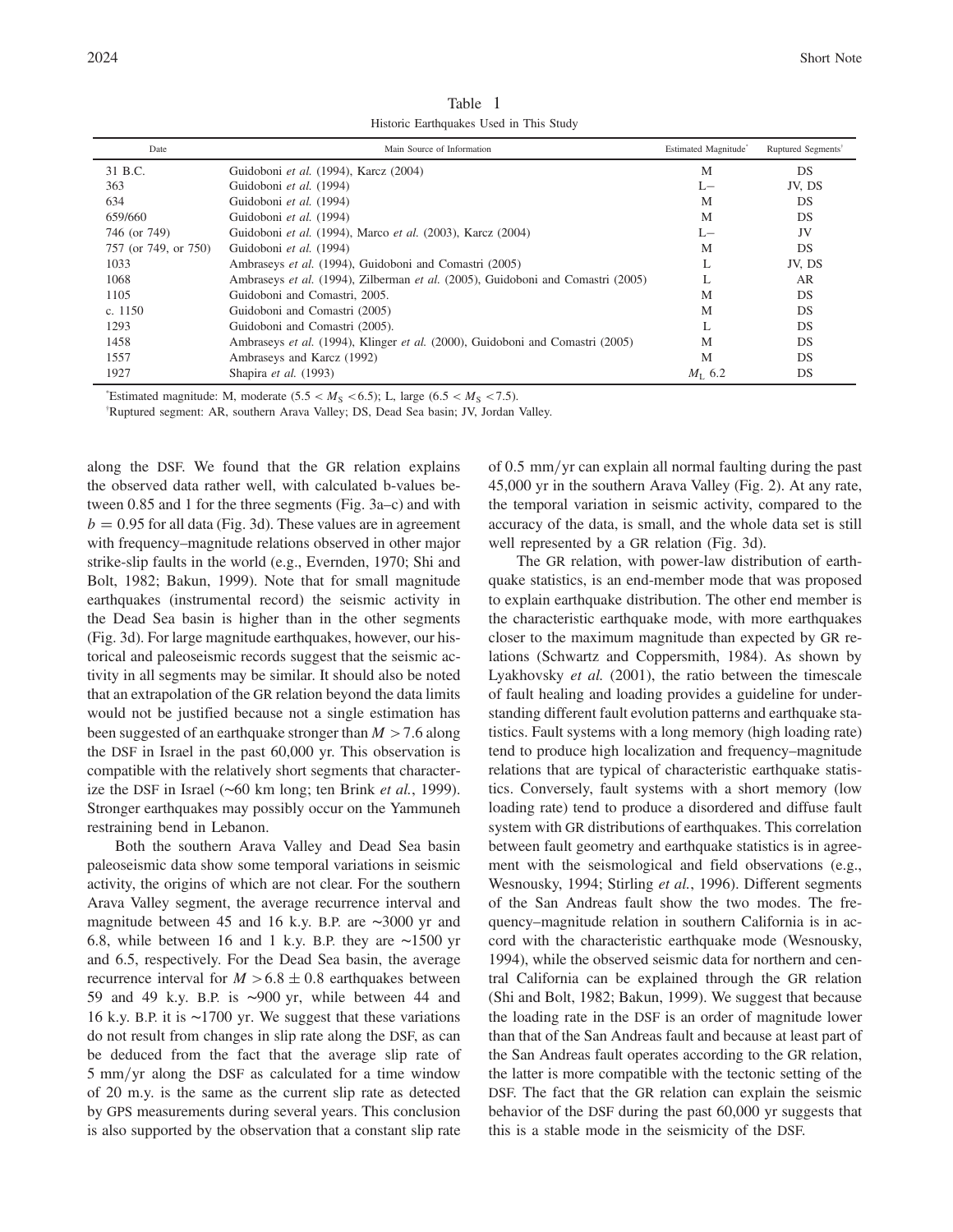Table 1
Historic Earthquakes Used in This Study

| Date | Main Source of Information | Estimated Magnitude* | Ruptured Segments† |
|---|---|---|---|
| 31 B.C. | Guidoboni *et al.* (1994), Karcz (2004) | M | DS |
| 363 | Guidoboni *et al.* (1994) | L− | JV, DS |
| 634 | Guidoboni *et al.* (1994) | M | DS |
| 659/660 | Guidoboni *et al.* (1994) | M | DS |
| 746 (or 749) | Guidoboni *et al.* (1994), Marco *et al.* (2003), Karcz (2004) | L− | JV |
| 757 (or 749, or 750) | Guidoboni *et al.* (1994) | M | DS |
| 1033 | Ambraseys *et al.* (1994), Guidoboni and Comastri (2005) | L | JV, DS |
| 1068 | Ambraseys *et al.* (1994), Zilberman *et al.* (2005), Guidoboni and Comastri (2005) | L | AR |
| 1105 | Guidoboni and Comastri, 2005. | M | DS |
| c. 1150 | Guidoboni and Comastri (2005) | M | DS |
| 1293 | Guidoboni and Comastri (2005). | L | DS |
| 1458 | Ambraseys *et al.* (1994), Klinger *et al.* (2000), Guidoboni and Comastri (2005) | M | DS |
| 1557 | Ambraseys and Karcz (1992) | M | DS |
| 1927 | Shapira *et al.* (1993) | $M_L$ 6.2 | DS |

*Estimated magnitude: M, moderate ($5.5 < M_S < 6.5$); L, large ($6.5 < M_S < 7.5$).
†Ruptured segment: AR, southern Arava Valley; DS, Dead Sea basin; JV, Jordan Valley.

along the DSF. We found that the GR relation explains the observed data rather well, with calculated b-values between 0.85 and 1 for the three segments (Fig. 3a–c) and with $b = 0.95$ for all data (Fig. 3d). These values are in agreement with frequency–magnitude relations observed in other major strike-slip faults in the world (e.g., Evernden, 1970; Shi and Bolt, 1982; Bakun, 1999). Note that for small magnitude earthquakes (instrumental record) the seismic activity in the Dead Sea basin is higher than in the other segments (Fig. 3d). For large magnitude earthquakes, however, our historical and paleoseismic records suggest that the seismic activity in all segments may be similar. It should also be noted that an extrapolation of the GR relation beyond the data limits would not be justified because not a single estimation has been suggested of an earthquake stronger than $M > 7.6$ along the DSF in Israel in the past 60,000 yr. This observation is compatible with the relatively short segments that characterize the DSF in Israel (~60 km long; ten Brink *et al.*, 1999). Stronger earthquakes may possibly occur on the Yammuneh restraining bend in Lebanon.

Both the southern Arava Valley and Dead Sea basin paleoseismic data show some temporal variations in seismic activity, the origins of which are not clear. For the southern Arava Valley segment, the average recurrence interval and magnitude between 45 and 16 k.y. B.P. are ~3000 yr and 6.8, while between 16 and 1 k.y. B.P. they are ~1500 yr and 6.5, respectively. For the Dead Sea basin, the average recurrence interval for $M > 6.8 \pm 0.8$ earthquakes between 59 and 49 k.y. B.P. is ~900 yr, while between 44 and 16 k.y. B.P. it is ~1700 yr. We suggest that these variations do not result from changes in slip rate along the DSF, as can be deduced from the fact that the average slip rate of 5 mm/yr along the DSF as calculated for a time window of 20 m.y. is the same as the current slip rate as detected by GPS measurements during several years. This conclusion is also supported by the observation that a constant slip rate of 0.5 mm/yr can explain all normal faulting during the past 45,000 yr in the southern Arava Valley (Fig. 2). At any rate, the temporal variation in seismic activity, compared to the accuracy of the data, is small, and the whole data set is still well represented by a GR relation (Fig. 3d).

The GR relation, with power-law distribution of earthquake statistics, is an end-member mode that was proposed to explain earthquake distribution. The other end member is the characteristic earthquake mode, with more earthquakes closer to the maximum magnitude than expected by GR relations (Schwartz and Coppersmith, 1984). As shown by Lyakhovsky *et al.* (2001), the ratio between the timescale of fault healing and loading provides a guideline for understanding different fault evolution patterns and earthquake statistics. Fault systems with a long memory (high loading rate) tend to produce high localization and frequency–magnitude relations that are typical of characteristic earthquake statistics. Conversely, fault systems with a short memory (low loading rate) tend to produce a disordered and diffuse fault system with GR distributions of earthquakes. This correlation between fault geometry and earthquake statistics is in agreement with the seismological and field observations (e.g., Wesnousky, 1994; Stirling *et al.*, 1996). Different segments of the San Andreas fault show the two modes. The frequency–magnitude relation in southern California is in accord with the characteristic earthquake mode (Wesnousky, 1994), while the observed seismic data for northern and central California can be explained through the GR relation (Shi and Bolt, 1982; Bakun, 1999). We suggest that because the loading rate in the DSF is an order of magnitude lower than that of the San Andreas fault and because at least part of the San Andreas fault operates according to the GR relation, the latter is more compatible with the tectonic setting of the DSF. The fact that the GR relation can explain the seismic behavior of the DSF during the past 60,000 yr suggests that this is a stable mode in the seismicity of the DSF.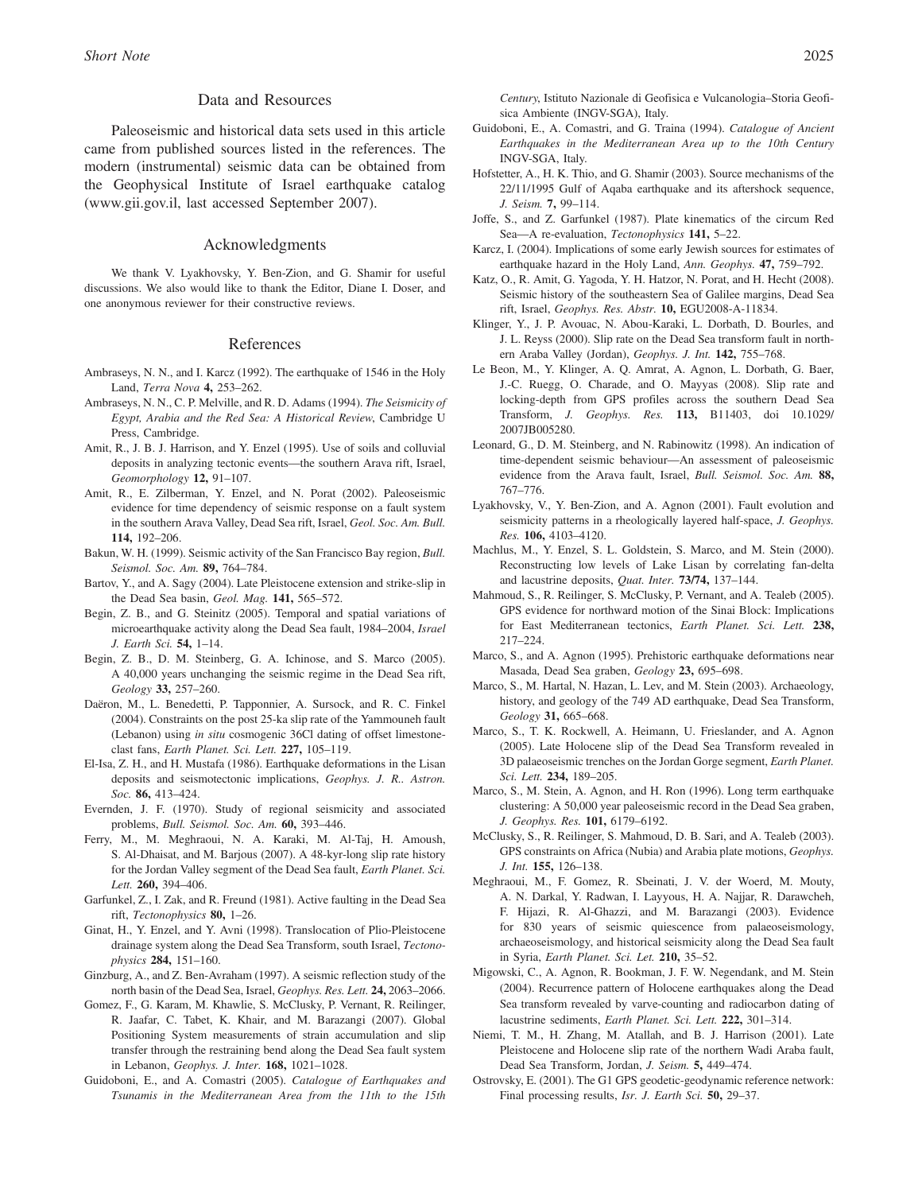## Data and Resources

Paleoseismic and historical data sets used in this article came from published sources listed in the references. The modern (instrumental) seismic data can be obtained from the Geophysical Institute of Israel earthquake catalog (www.gii.gov.il, last accessed September 2007).

## Acknowledgments

We thank V. Lyakhovsky, Y. Ben-Zion, and G. Shamir for useful discussions. We also would like to thank the Editor, Diane I. Doser, and one anonymous reviewer for their constructive reviews.

## References

Ambraseys, N. N., and I. Karcz (1992). The earthquake of 1546 in the Holy Land, *Terra Nova* **4,** 253–262.

Ambraseys, N. N., C. P. Melville, and R. D. Adams (1994). *The Seismicity of Egypt, Arabia and the Red Sea: A Historical Review*, Cambridge U Press, Cambridge.

Amit, R., J. B. J. Harrison, and Y. Enzel (1995). Use of soils and colluvial deposits in analyzing tectonic events—the southern Arava rift, Israel, *Geomorphology* **12,** 91–107.

Amit, R., E. Zilberman, Y. Enzel, and N. Porat (2002). Paleoseismic evidence for time dependency of seismic response on a fault system in the southern Arava Valley, Dead Sea rift, Israel, *Geol. Soc. Am. Bull.* **114,** 192–206.

Bakun, W. H. (1999). Seismic activity of the San Francisco Bay region, *Bull. Seismol. Soc. Am.* **89,** 764–784.

Bartov, Y., and A. Sagy (2004). Late Pleistocene extension and strike-slip in the Dead Sea basin, *Geol. Mag.* **141,** 565–572.

Begin, Z. B., and G. Steinitz (2005). Temporal and spatial variations of microearthquake activity along the Dead Sea fault, 1984–2004, *Israel J. Earth Sci.* **54,** 1–14.

Begin, Z. B., D. M. Steinberg, G. A. Ichinose, and S. Marco (2005). A 40,000 years unchanging the seismic regime in the Dead Sea rift, *Geology* **33,** 257–260.

Daëron, M., L. Benedetti, P. Tapponnier, A. Sursock, and R. C. Finkel (2004). Constraints on the post 25-ka slip rate of the Yammouneh fault (Lebanon) using *in situ* cosmogenic 36Cl dating of offset limestone-clast fans, *Earth Planet. Sci. Lett.* **227,** 105–119.

El-Isa, Z. H., and H. Mustafa (1986). Earthquake deformations in the Lisan deposits and seismotectonic implications, *Geophys. J. R.. Astron. Soc.* **86,** 413–424.

Evernden, J. F. (1970). Study of regional seismicity and associated problems, *Bull. Seismol. Soc. Am.* **60,** 393–446.

Ferry, M., M. Meghraoui, N. A. Karaki, M. Al-Taj, H. Amoush, S. Al-Dhaisat, and M. Barjous (2007). A 48-kyr-long slip rate history for the Jordan Valley segment of the Dead Sea fault, *Earth Planet. Sci. Lett.* **260,** 394–406.

Garfunkel, Z., I. Zak, and R. Freund (1981). Active faulting in the Dead Sea rift, *Tectonophysics* **80,** 1–26.

Ginat, H., Y. Enzel, and Y. Avni (1998). Translocation of Plio-Pleistocene drainage system along the Dead Sea Transform, south Israel, *Tectonophysics* **284,** 151–160.

Ginzburg, A., and Z. Ben-Avraham (1997). A seismic reflection study of the north basin of the Dead Sea, Israel, *Geophys. Res. Lett.* **24,** 2063–2066.

Gomez, F., G. Karam, M. Khawlie, S. McClusky, P. Vernant, R. Reilinger, R. Jaafar, C. Tabet, K. Khair, and M. Barazangi (2007). Global Positioning System measurements of strain accumulation and slip transfer through the restraining bend along the Dead Sea fault system in Lebanon, *Geophys. J. Inter.* **168,** 1021–1028.

Guidoboni, E., and A. Comastri (2005). *Catalogue of Earthquakes and Tsunamis in the Mediterranean Area from the 11th to the 15th Century*, Istituto Nazionale di Geofisica e Vulcanologia–Storia Geofisica Ambiente (INGV-SGA), Italy.

Guidoboni, E., A. Comastri, and G. Traina (1994). *Catalogue of Ancient Earthquakes in the Mediterranean Area up to the 10th Century* INGV-SGA, Italy.

Hofstetter, A., H. K. Thio, and G. Shamir (2003). Source mechanisms of the 22/11/1995 Gulf of Aqaba earthquake and its aftershock sequence, *J. Seism.* **7,** 99–114.

Joffe, S., and Z. Garfunkel (1987). Plate kinematics of the circum Red Sea—A re-evaluation, *Tectonophysics* **141,** 5–22.

Karcz, I. (2004). Implications of some early Jewish sources for estimates of earthquake hazard in the Holy Land, *Ann. Geophys.* **47,** 759–792.

Katz, O., R. Amit, G. Yagoda, Y. H. Hatzor, N. Porat, and H. Hecht (2008). Seismic history of the southeastern Sea of Galilee margins, Dead Sea rift, Israel, *Geophys. Res. Abstr.* **10,** EGU2008-A-11834.

Klinger, Y., J. P. Avouac, N. Abou-Karaki, L. Dorbath, D. Bourles, and J. L. Reyss (2000). Slip rate on the Dead Sea transform fault in northern Araba Valley (Jordan), *Geophys. J. Int.* **142,** 755–768.

Le Beon, M., Y. Klinger, A. Q. Amrat, A. Agnon, L. Dorbath, G. Baer, J.-C. Ruegg, O. Charade, and O. Mayyas (2008). Slip rate and locking-depth from GPS profiles across the southern Dead Sea Transform, *J. Geophys. Res.* **113,** B11403, doi 10.1029/2007JB005280.

Leonard, G., D. M. Steinberg, and N. Rabinowitz (1998). An indication of time-dependent seismic behaviour—An assessment of paleoseismic evidence from the Arava fault, Israel, *Bull. Seismol. Soc. Am.* **88,** 767–776.

Lyakhovsky, V., Y. Ben-Zion, and A. Agnon (2001). Fault evolution and seismicity patterns in a rheologically layered half-space, *J. Geophys. Res.* **106,** 4103–4120.

Machlus, M., Y. Enzel, S. L. Goldstein, S. Marco, and M. Stein (2000). Reconstructing low levels of Lake Lisan by correlating fan-delta and lacustrine deposits, *Quat. Inter.* **73/74,** 137–144.

Mahmoud, S., R. Reilinger, S. McClusky, P. Vernant, and A. Tealeb (2005). GPS evidence for northward motion of the Sinai Block: Implications for East Mediterranean tectonics, *Earth Planet. Sci. Lett.* **238,** 217–224.

Marco, S., and A. Agnon (1995). Prehistoric earthquake deformations near Masada, Dead Sea graben, *Geology* **23,** 695–698.

Marco, S., M. Hartal, N. Hazan, L. Lev, and M. Stein (2003). Archaeology, history, and geology of the 749 AD earthquake, Dead Sea Transform, *Geology* **31,** 665–668.

Marco, S., T. K. Rockwell, A. Heimann, U. Frieslander, and A. Agnon (2005). Late Holocene slip of the Dead Sea Transform revealed in 3D palaeoseismic trenches on the Jordan Gorge segment, *Earth Planet. Sci. Lett.* **234,** 189–205.

Marco, S., M. Stein, A. Agnon, and H. Ron (1996). Long term earthquake clustering: A 50,000 year paleoseismic record in the Dead Sea graben, *J. Geophys. Res.* **101,** 6179–6192.

McClusky, S., R. Reilinger, S. Mahmoud, D. B. Sari, and A. Tealeb (2003). GPS constraints on Africa (Nubia) and Arabia plate motions, *Geophys. J. Int.* **155,** 126–138.

Meghraoui, M., F. Gomez, R. Sbeinati, J. V. der Woerd, M. Mouty, A. N. Darkal, Y. Radwan, I. Layyous, H. A. Najjar, R. Darawcheh, F. Hijazi, R. Al-Ghazzi, and M. Barazangi (2003). Evidence for 830 years of seismic quiescence from palaeoseismology, archaeoseismology, and historical seismicity along the Dead Sea fault in Syria, *Earth Planet. Sci. Let.* **210,** 35–52.

Migowski, C., A. Agnon, R. Bookman, J. F. W. Negendank, and M. Stein (2004). Recurrence pattern of Holocene earthquakes along the Dead Sea transform revealed by varve-counting and radiocarbon dating of lacustrine sediments, *Earth Planet. Sci. Lett.* **222,** 301–314.

Niemi, T. M., H. Zhang, M. Atallah, and B. J. Harrison (2001). Late Pleistocene and Holocene slip rate of the northern Wadi Araba fault, Dead Sea Transform, Jordan, *J. Seism.* **5,** 449–474.

Ostrovsky, E. (2001). The G1 GPS geodetic-geodynamic reference network: Final processing results, *Isr. J. Earth Sci.* **50,** 29–37.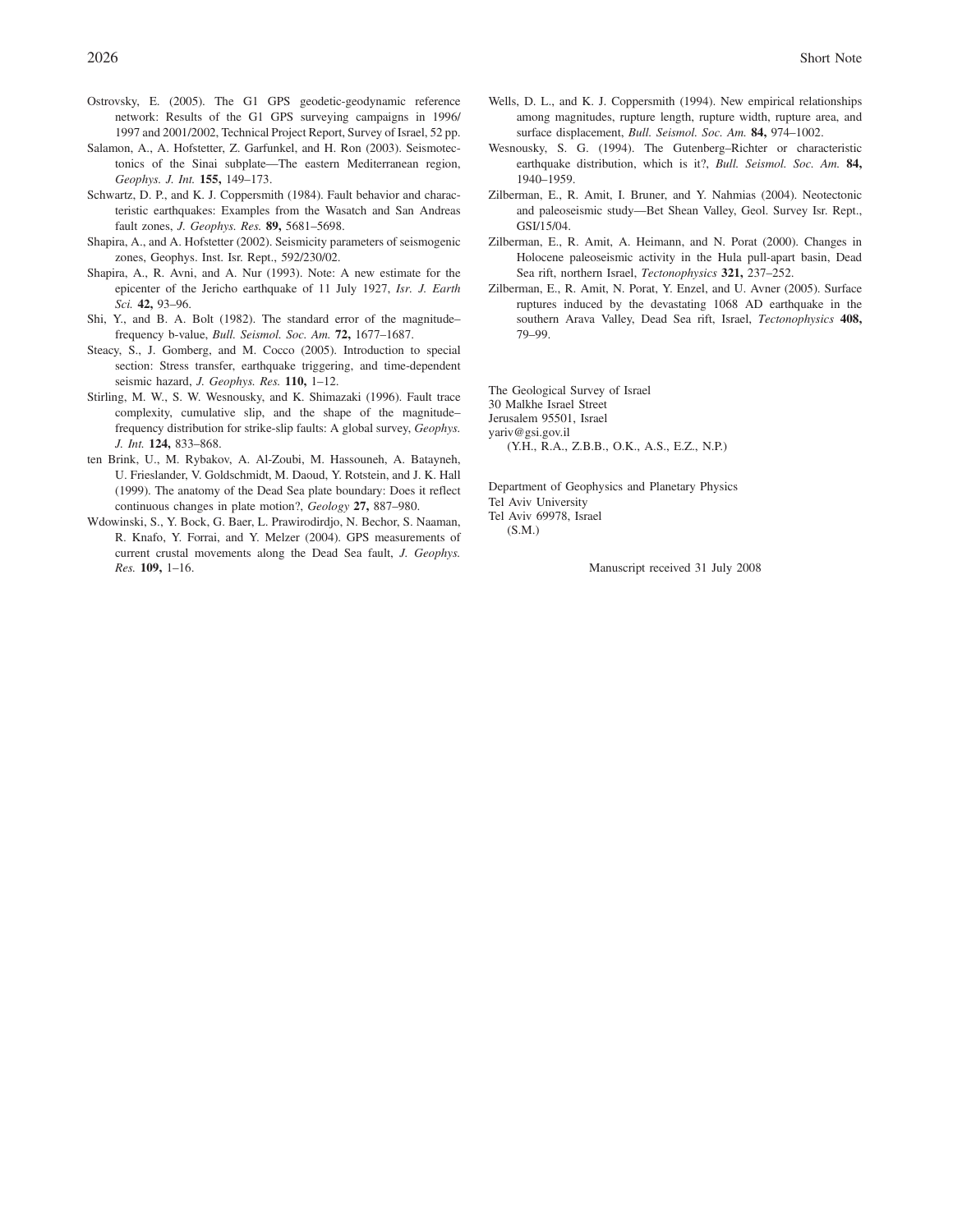Ostrovsky, E. (2005). The G1 GPS geodetic-geodynamic reference network: Results of the G1 GPS surveying campaigns in 1996/1997 and 2001/2002, Technical Project Report, Survey of Israel, 52 pp.

Salamon, A., A. Hofstetter, Z. Garfunkel, and H. Ron (2003). Seismotectonics of the Sinai subplate—The eastern Mediterranean region, *Geophys. J. Int.* **155,** 149–173.

Schwartz, D. P., and K. J. Coppersmith (1984). Fault behavior and characteristic earthquakes: Examples from the Wasatch and San Andreas fault zones, *J. Geophys. Res.* **89,** 5681–5698.

Shapira, A., and A. Hofstetter (2002). Seismicity parameters of seismogenic zones, Geophys. Inst. Isr. Rept., 592/230/02.

Shapira, A., R. Avni, and A. Nur (1993). Note: A new estimate for the epicenter of the Jericho earthquake of 11 July 1927, *Isr. J. Earth Sci.* **42,** 93–96.

Shi, Y., and B. A. Bolt (1982). The standard error of the magnitude–frequency b-value, *Bull. Seismol. Soc. Am.* **72,** 1677–1687.

Steacy, S., J. Gomberg, and M. Cocco (2005). Introduction to special section: Stress transfer, earthquake triggering, and time-dependent seismic hazard, *J. Geophys. Res.* **110,** 1–12.

Stirling, M. W., S. W. Wesnousky, and K. Shimazaki (1996). Fault trace complexity, cumulative slip, and the shape of the magnitude–frequency distribution for strike-slip faults: A global survey, *Geophys. J. Int.* **124,** 833–868.

ten Brink, U., M. Rybakov, A. Al-Zoubi, M. Hassouneh, A. Batayneh, U. Frieslander, V. Goldschmidt, M. Daoud, Y. Rotstein, and J. K. Hall (1999). The anatomy of the Dead Sea plate boundary: Does it reflect continuous changes in plate motion?, *Geology* **27,** 887–980.

Wdowinski, S., Y. Bock, G. Baer, L. Prawirodirdjo, N. Bechor, S. Naaman, R. Knafo, Y. Forrai, and Y. Melzer (2004). GPS measurements of current crustal movements along the Dead Sea fault, *J. Geophys. Res.* **109,** 1–16.

Wells, D. L., and K. J. Coppersmith (1994). New empirical relationships among magnitudes, rupture length, rupture width, rupture area, and surface displacement, *Bull. Seismol. Soc. Am.* **84,** 974–1002.

Wesnousky, S. G. (1994). The Gutenberg–Richter or characteristic earthquake distribution, which is it?, *Bull. Seismol. Soc. Am.* **84,** 1940–1959.

Zilberman, E., R. Amit, I. Bruner, and Y. Nahmias (2004). Neotectonic and paleoseismic study—Bet Shean Valley, Geol. Survey Isr. Rept., GSI/15/04.

Zilberman, E., R. Amit, A. Heimann, and N. Porat (2000). Changes in Holocene paleoseismic activity in the Hula pull-apart basin, Dead Sea rift, northern Israel, *Tectonophysics* **321,** 237–252.

Zilberman, E., R. Amit, N. Porat, Y. Enzel, and U. Avner (2005). Surface ruptures induced by the devastating 1068 AD earthquake in the southern Arava Valley, Dead Sea rift, Israel, *Tectonophysics* **408,** 79–99.

The Geological Survey of Israel
30 Malkhe Israel Street
Jerusalem 95501, Israel
yariv@gsi.gov.il
(Y.H., R.A., Z.B.B., O.K., A.S., E.Z., N.P.)

Department of Geophysics and Planetary Physics
Tel Aviv University
Tel Aviv 69978, Israel
(S.M.)

Manuscript received 31 July 2008